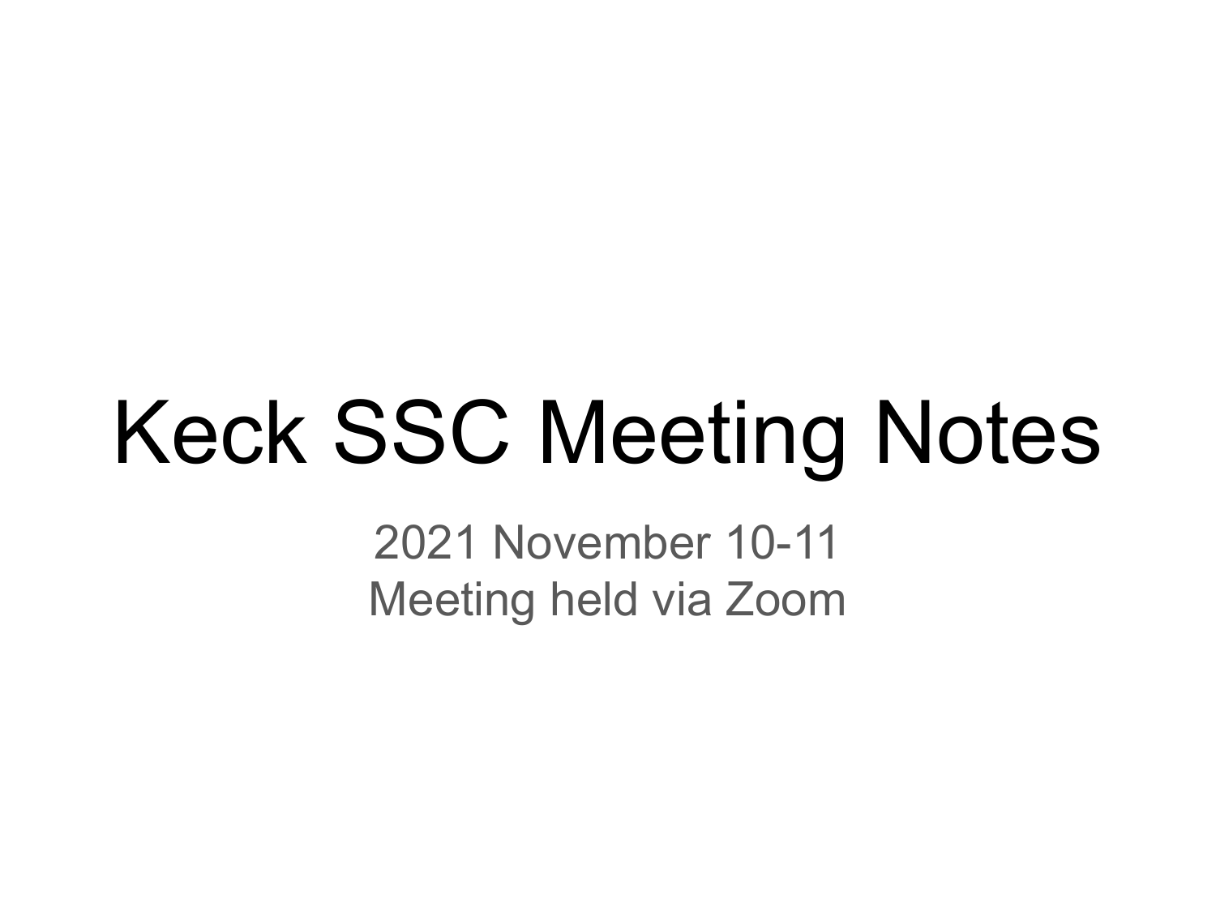# Keck SSC Meeting Notes

2021 November 10-11

Meeting held via Zoom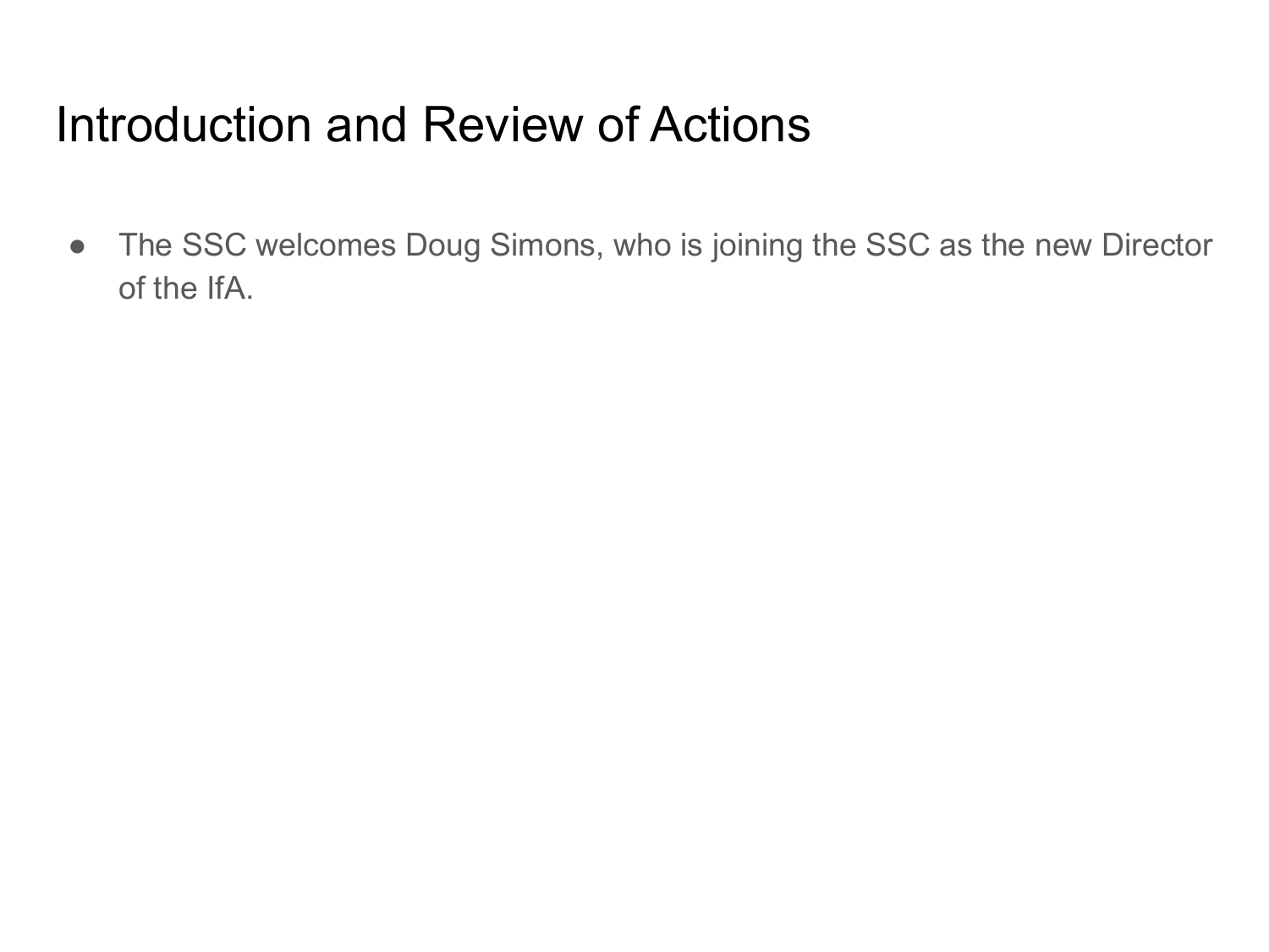# Introduction and Review of Actions

- The SSC welcomes Doug Simons, who is joining the SSC as the new Director of the IfA.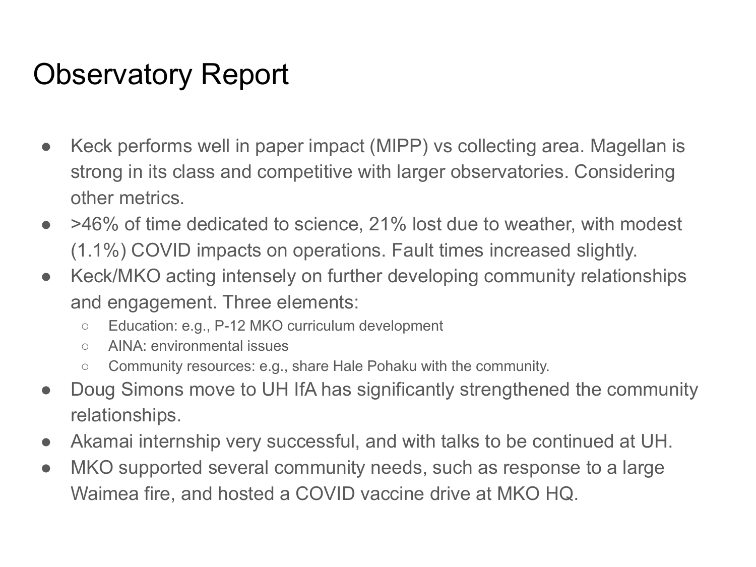# Observatory Report

- Keck performs well in paper impact (MIPP) vs collecting area. Magellan is strong in its class and competitive with larger observatories. Considering other metrics.
- >46% of time dedicated to science, 21% lost due to weather, with modest (1.1%) COVID impacts on operations. Fault times increased slightly.
- Keck/MKO acting intensely on further developing community relationships and engagement. Three elements:
  - Education: e.g., P-12 MKO curriculum development
  - AINA: environmental issues
  - Community resources: e.g., share Hale Pohaku with the community.
- Doug Simons move to UH IfA has significantly strengthened the community relationships.
- Akamai internship very successful, and with talks to be continued at UH.
- MKO supported several community needs, such as response to a large Waimea fire, and hosted a COVID vaccine drive at MKO HQ.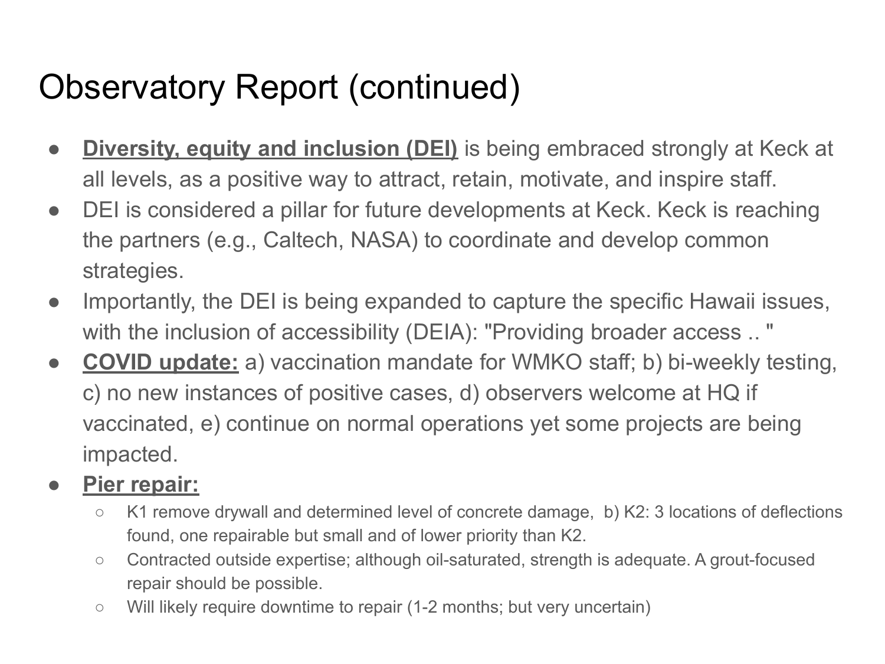# Observatory Report (continued)

- **Diversity, equity and inclusion (DEI)** is being embraced strongly at Keck at all levels, as a positive way to attract, retain, motivate, and inspire staff.
- DEI is considered a pillar for future developments at Keck. Keck is reaching the partners (e.g., Caltech, NASA) to coordinate and develop common strategies.
- Importantly, the DEI is being expanded to capture the specific Hawaii issues, with the inclusion of accessibility (DEIA): "Providing broader access .. "
- **COVID update:** a) vaccination mandate for WMKO staff; b) bi-weekly testing, c) no new instances of positive cases, d) observers welcome at HQ if vaccinated, e) continue on normal operations yet some projects are being impacted.
- **Pier repair:**
  - K1 remove drywall and determined level of concrete damage, b) K2: 3 locations of deflections found, one repairable but small and of lower priority than K2.
  - Contracted outside expertise; although oil-saturated, strength is adequate. A grout-focused repair should be possible.
  - Will likely require downtime to repair (1-2 months; but very uncertain)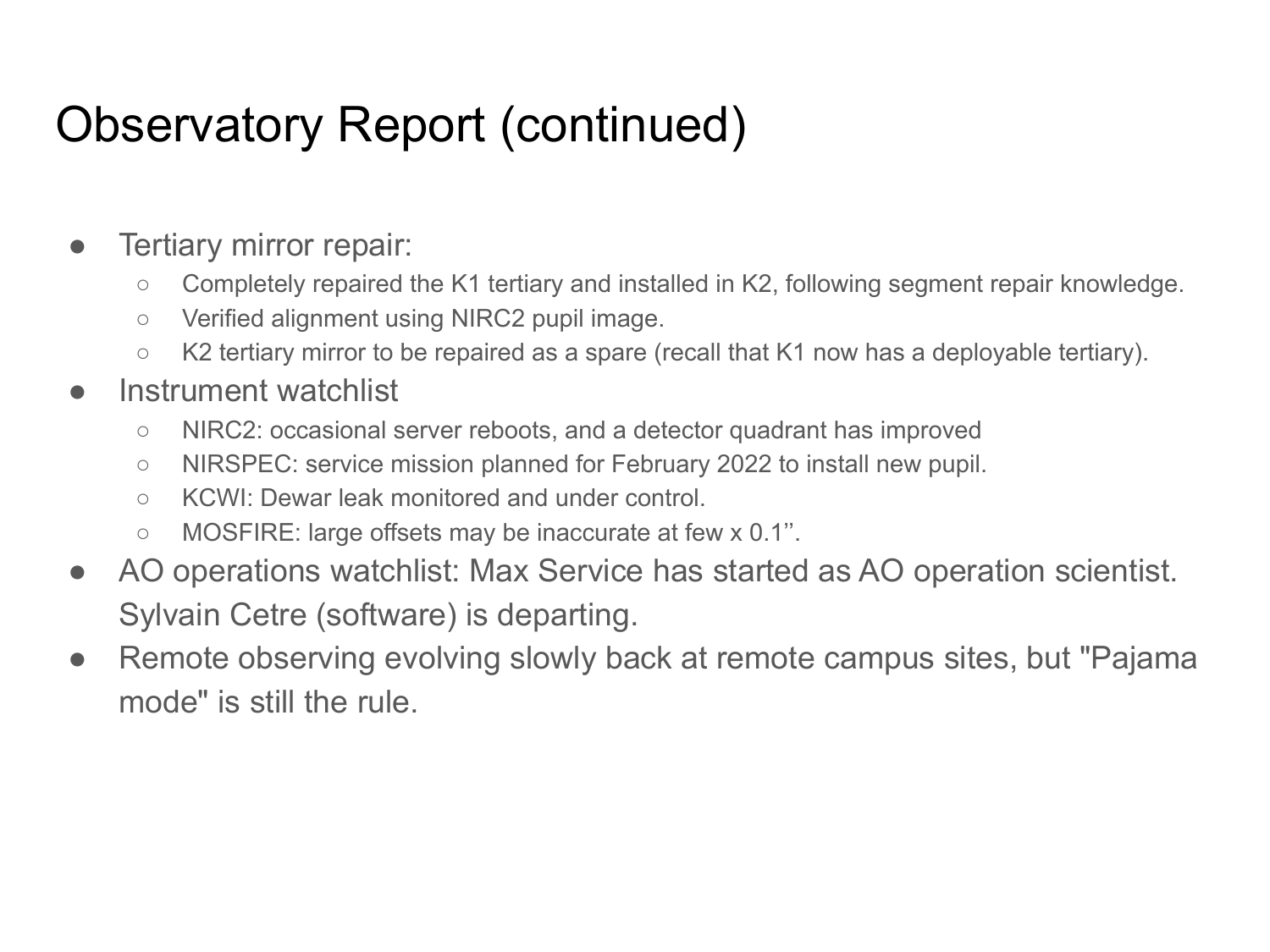# Observatory Report (continued)

- Tertiary mirror repair:
  - Completely repaired the K1 tertiary and installed in K2, following segment repair knowledge.
  - Verified alignment using NIRC2 pupil image.
  - K2 tertiary mirror to be repaired as a spare (recall that K1 now has a deployable tertiary).
- Instrument watchlist
  - NIRC2: occasional server reboots, and a detector quadrant has improved
  - NIRSPEC: service mission planned for February 2022 to install new pupil.
  - KCWI: Dewar leak monitored and under control.
  - MOSFIRE: large offsets may be inaccurate at few x 0.1’’.
- AO operations watchlist: Max Service has started as AO operation scientist. Sylvain Cetre (software) is departing.
- Remote observing evolving slowly back at remote campus sites, but "Pajama mode" is still the rule.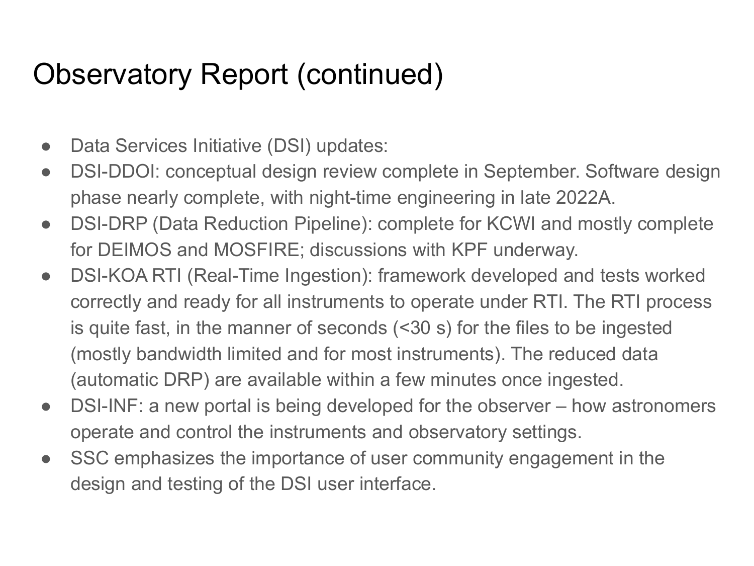# Observatory Report (continued)

- Data Services Initiative (DSI) updates:
- DSI-DDOI: conceptual design review complete in September. Software design phase nearly complete, with night-time engineering in late 2022A.
- DSI-DRP (Data Reduction Pipeline): complete for KCWI and mostly complete for DEIMOS and MOSFIRE; discussions with KPF underway.
- DSI-KOA RTI (Real-Time Ingestion): framework developed and tests worked correctly and ready for all instruments to operate under RTI. The RTI process is quite fast, in the manner of seconds (<30 s) for the files to be ingested (mostly bandwidth limited and for most instruments). The reduced data (automatic DRP) are available within a few minutes once ingested.
- DSI-INF: a new portal is being developed for the observer – how astronomers operate and control the instruments and observatory settings.
- SSC emphasizes the importance of user community engagement in the design and testing of the DSI user interface.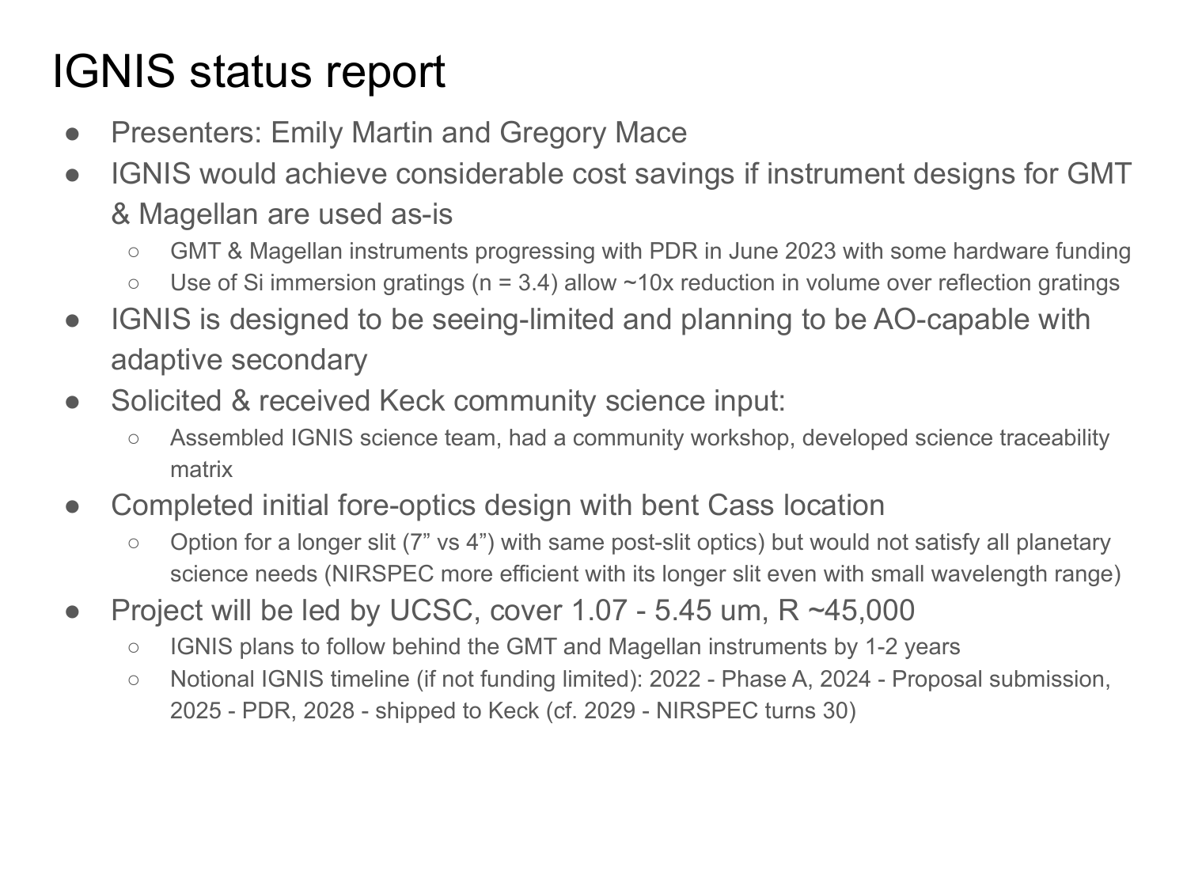# IGNIS status report

- Presenters: Emily Martin and Gregory Mace
- IGNIS would achieve considerable cost savings if instrument designs for GMT & Magellan are used as-is
  - GMT & Magellan instruments progressing with PDR in June 2023 with some hardware funding
  - Use of Si immersion gratings (n = 3.4) allow ~10x reduction in volume over reflection gratings
- IGNIS is designed to be seeing-limited and planning to be AO-capable with adaptive secondary
- Solicited & received Keck community science input:
  - Assembled IGNIS science team, had a community workshop, developed science traceability matrix
- Completed initial fore-optics design with bent Cass location
  - Option for a longer slit (7" vs 4") with same post-slit optics) but would not satisfy all planetary science needs (NIRSPEC more efficient with its longer slit even with small wavelength range)
- Project will be led by UCSC, cover 1.07 - 5.45 um, R ~45,000
  - IGNIS plans to follow behind the GMT and Magellan instruments by 1-2 years
  - Notional IGNIS timeline (if not funding limited): 2022 - Phase A, 2024 - Proposal submission, 2025 - PDR, 2028 - shipped to Keck (cf. 2029 - NIRSPEC turns 30)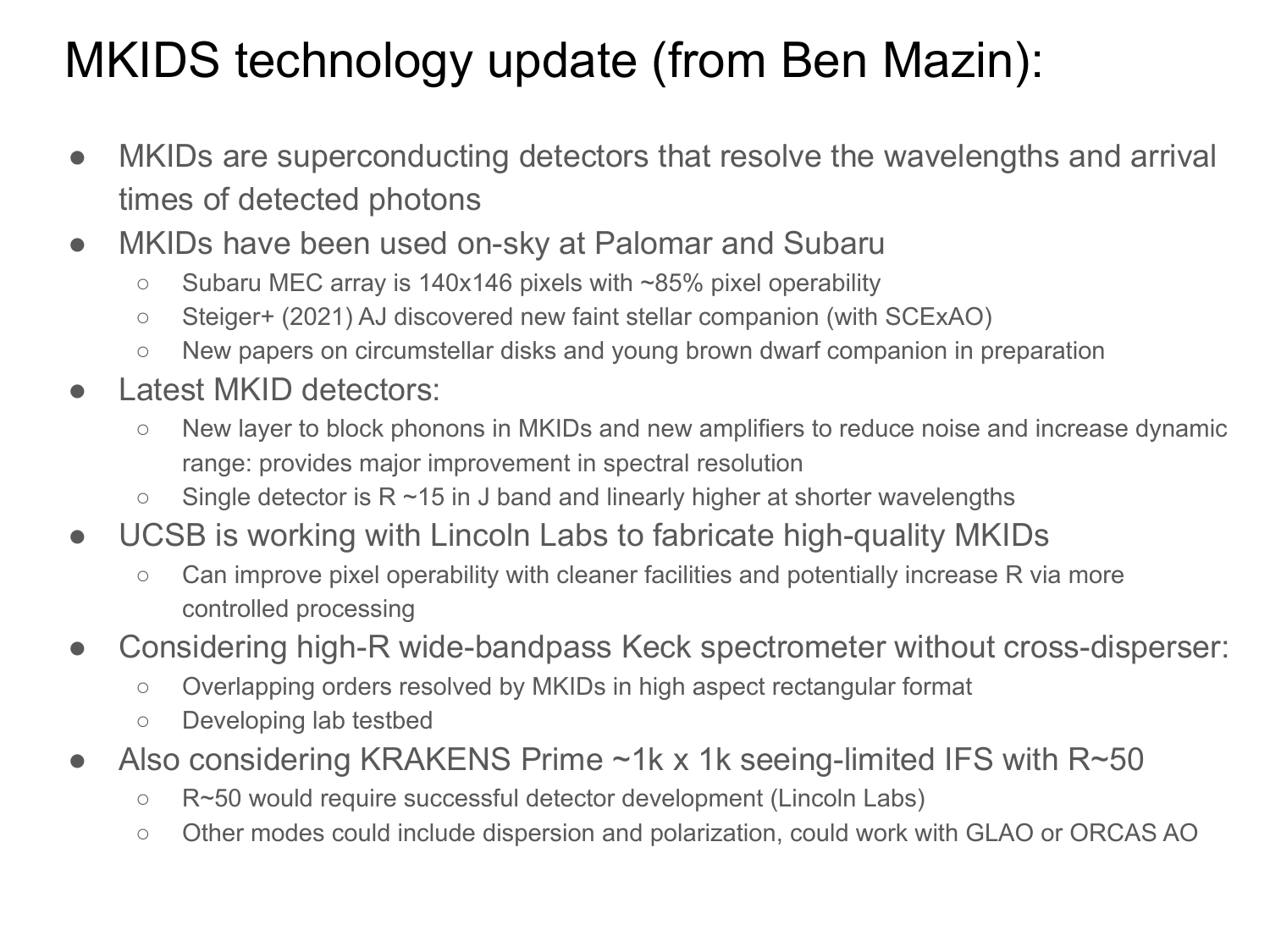# MKIDS technology update (from Ben Mazin):

- MKIDs are superconducting detectors that resolve the wavelengths and arrival times of detected photons
- MKIDs have been used on-sky at Palomar and Subaru
  - Subaru MEC array is 140x146 pixels with ~85% pixel operability
  - Steiger+ (2021) AJ discovered new faint stellar companion (with SCExAO)
  - New papers on circumstellar disks and young brown dwarf companion in preparation
- Latest MKID detectors:
  - New layer to block phonons in MKIDs and new amplifiers to reduce noise and increase dynamic range: provides major improvement in spectral resolution
  - Single detector is R ~15 in J band and linearly higher at shorter wavelengths
- UCSB is working with Lincoln Labs to fabricate high-quality MKIDs
  - Can improve pixel operability with cleaner facilities and potentially increase R via more controlled processing
- Considering high-R wide-bandpass Keck spectrometer without cross-disperser:
  - Overlapping orders resolved by MKIDs in high aspect rectangular format
  - Developing lab testbed
- Also considering KRAKENS Prime ~1k x 1k seeing-limited IFS with R~50
  - R~50 would require successful detector development (Lincoln Labs)
  - Other modes could include dispersion and polarization, could work with GLAO or ORCAS AO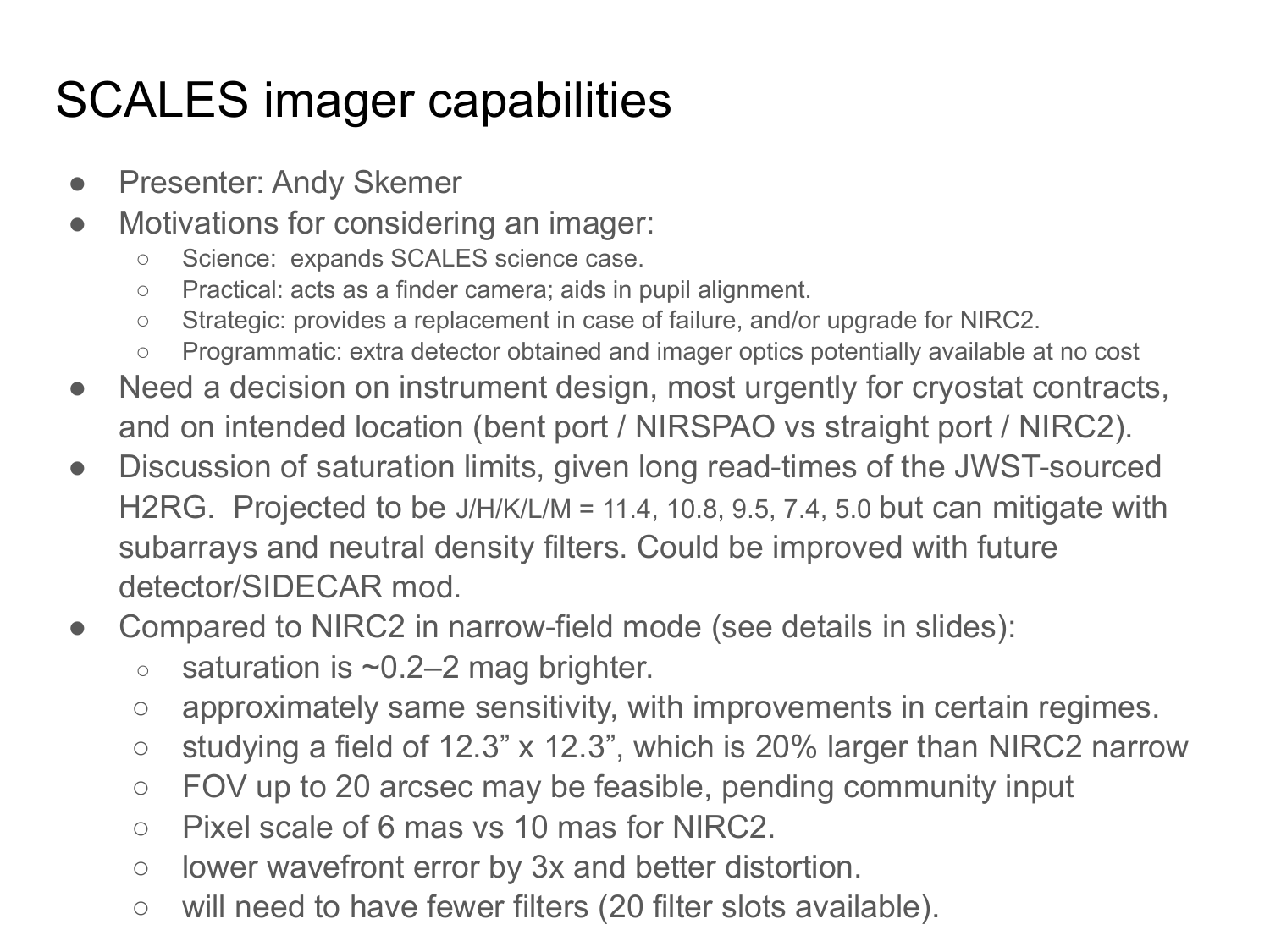# SCALES imager capabilities

- Presenter: Andy Skemer
- Motivations for considering an imager:
  - Science: expands SCALES science case.
  - Practical: acts as a finder camera; aids in pupil alignment.
  - Strategic: provides a replacement in case of failure, and/or upgrade for NIRC2.
  - Programmatic: extra detector obtained and imager optics potentially available at no cost
- Need a decision on instrument design, most urgently for cryostat contracts, and on intended location (bent port / NIRSPAO vs straight port / NIRC2).
- Discussion of saturation limits, given long read-times of the JWST-sourced H2RG. Projected to be J/H/K/L/M = 11.4, 10.8, 9.5, 7.4, 5.0 but can mitigate with subarrays and neutral density filters. Could be improved with future detector/SIDECAR mod.
- Compared to NIRC2 in narrow-field mode (see details in slides):
  - saturation is ~0.2–2 mag brighter.
  - approximately same sensitivity, with improvements in certain regimes.
  - studying a field of 12.3” x 12.3”, which is 20% larger than NIRC2 narrow
  - FOV up to 20 arcsec may be feasible, pending community input
  - Pixel scale of 6 mas vs 10 mas for NIRC2.
  - lower wavefront error by 3x and better distortion.
  - will need to have fewer filters (20 filter slots available).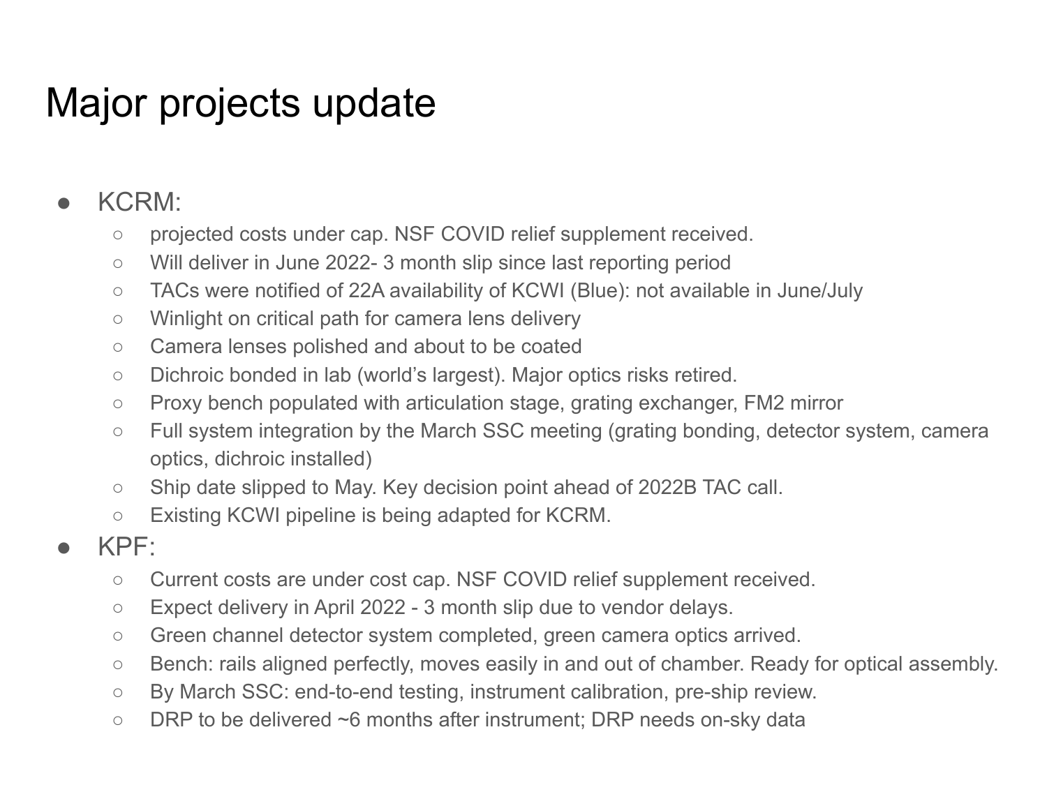# Major projects update

- KCRM:
    - projected costs under cap. NSF COVID relief supplement received.
    - Will deliver in June 2022- 3 month slip since last reporting period
    - TACs were notified of 22A availability of KCWI (Blue): not available in June/July
    - Winlight on critical path for camera lens delivery
    - Camera lenses polished and about to be coated
    - Dichroic bonded in lab (world's largest). Major optics risks retired.
    - Proxy bench populated with articulation stage, grating exchanger, FM2 mirror
    - Full system integration by the March SSC meeting (grating bonding, detector system, camera optics, dichroic installed)
    - Ship date slipped to May. Key decision point ahead of 2022B TAC call.
    - Existing KCWI pipeline is being adapted for KCRM.
- KPF:
    - Current costs are under cost cap. NSF COVID relief supplement received.
    - Expect delivery in April 2022 - 3 month slip due to vendor delays.
    - Green channel detector system completed, green camera optics arrived.
    - Bench: rails aligned perfectly, moves easily in and out of chamber. Ready for optical assembly.
    - By March SSC: end-to-end testing, instrument calibration, pre-ship review.
    - DRP to be delivered ~6 months after instrument; DRP needs on-sky data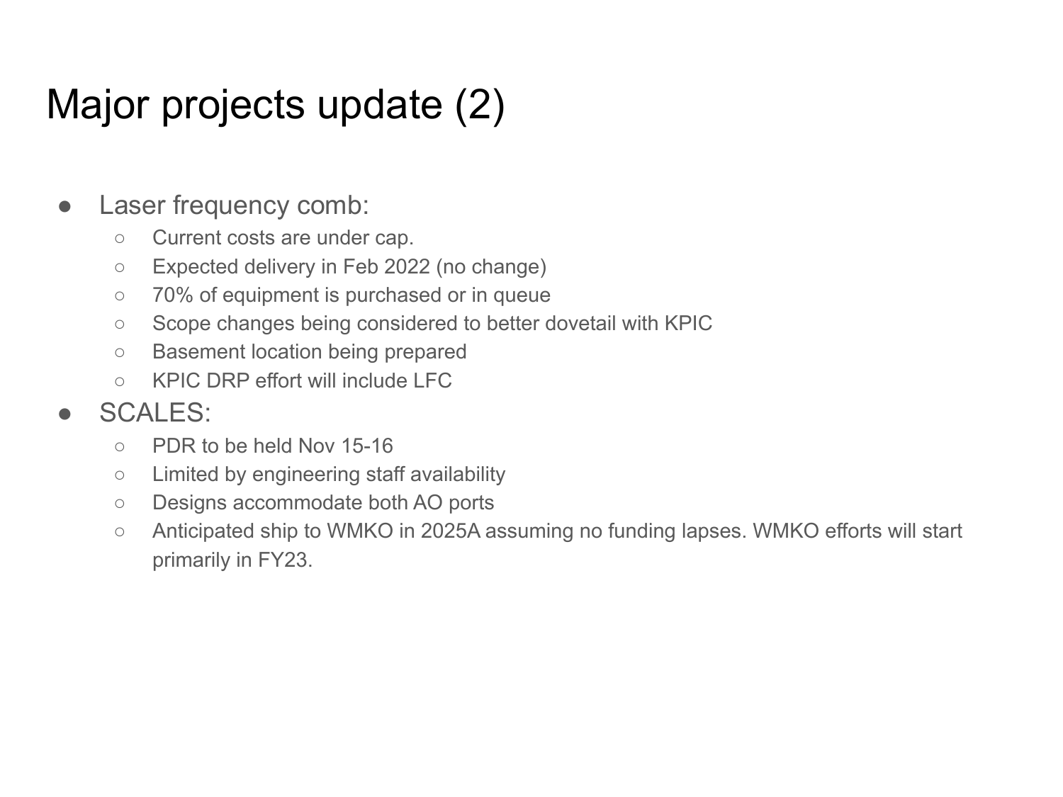# Major projects update (2)

- Laser frequency comb:
  - Current costs are under cap.
  - Expected delivery in Feb 2022 (no change)
  - 70% of equipment is purchased or in queue
  - Scope changes being considered to better dovetail with KPIC
  - Basement location being prepared
  - KPIC DRP effort will include LFC
- SCALES:
  - PDR to be held Nov 15-16
  - Limited by engineering staff availability
  - Designs accommodate both AO ports
  - Anticipated ship to WMKO in 2025A assuming no funding lapses. WMKO efforts will start primarily in FY23.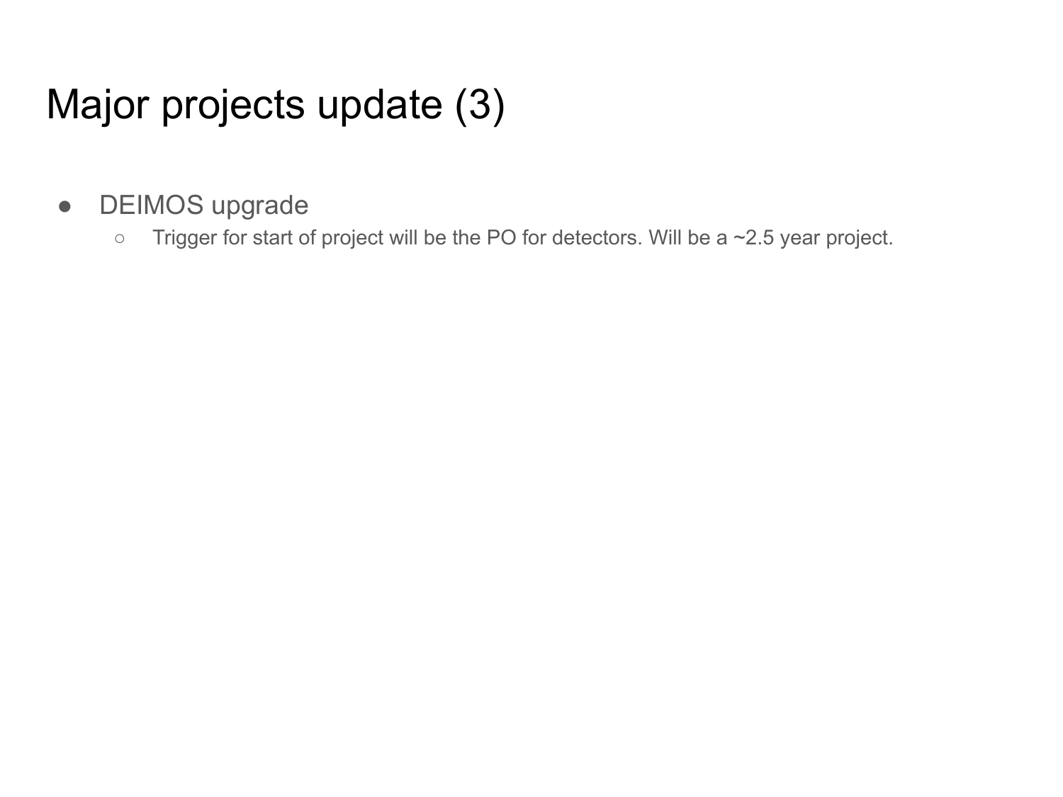# Major projects update (3)

- DEIMOS upgrade
  - Trigger for start of project will be the PO for detectors. Will be a ~2.5 year project.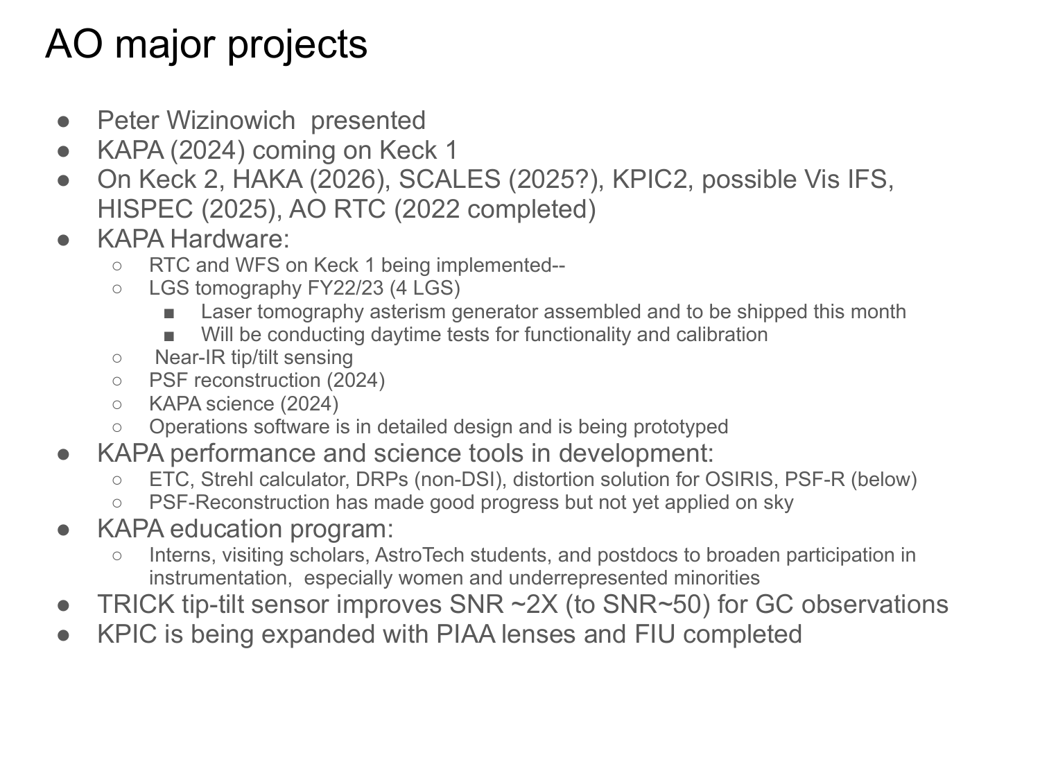# AO major projects

- Peter Wizinowich presented
- KAPA (2024) coming on Keck 1
- On Keck 2, HAKA (2026), SCALES (2025?), KPIC2, possible Vis IFS, HISPEC (2025), AO RTC (2022 completed)
- KAPA Hardware:
  - RTC and WFS on Keck 1 being implemented--
  - LGS tomography FY22/23 (4 LGS)
    - Laser tomography asterism generator assembled and to be shipped this month
    - Will be conducting daytime tests for functionality and calibration
  - Near-IR tip/tilt sensing
  - PSF reconstruction (2024)
  - KAPA science (2024)
  - Operations software is in detailed design and is being prototyped
- KAPA performance and science tools in development:
  - ETC, Strehl calculator, DRPs (non-DSI), distortion solution for OSIRIS, PSF-R (below)
  - PSF-Reconstruction has made good progress but not yet applied on sky
- KAPA education program:
  - Interns, visiting scholars, AstroTech students, and postdocs to broaden participation in instrumentation, especially women and underrepresented minorities
- TRICK tip-tilt sensor improves SNR ~2X (to SNR~50) for GC observations
- KPIC is being expanded with PIAA lenses and FIU completed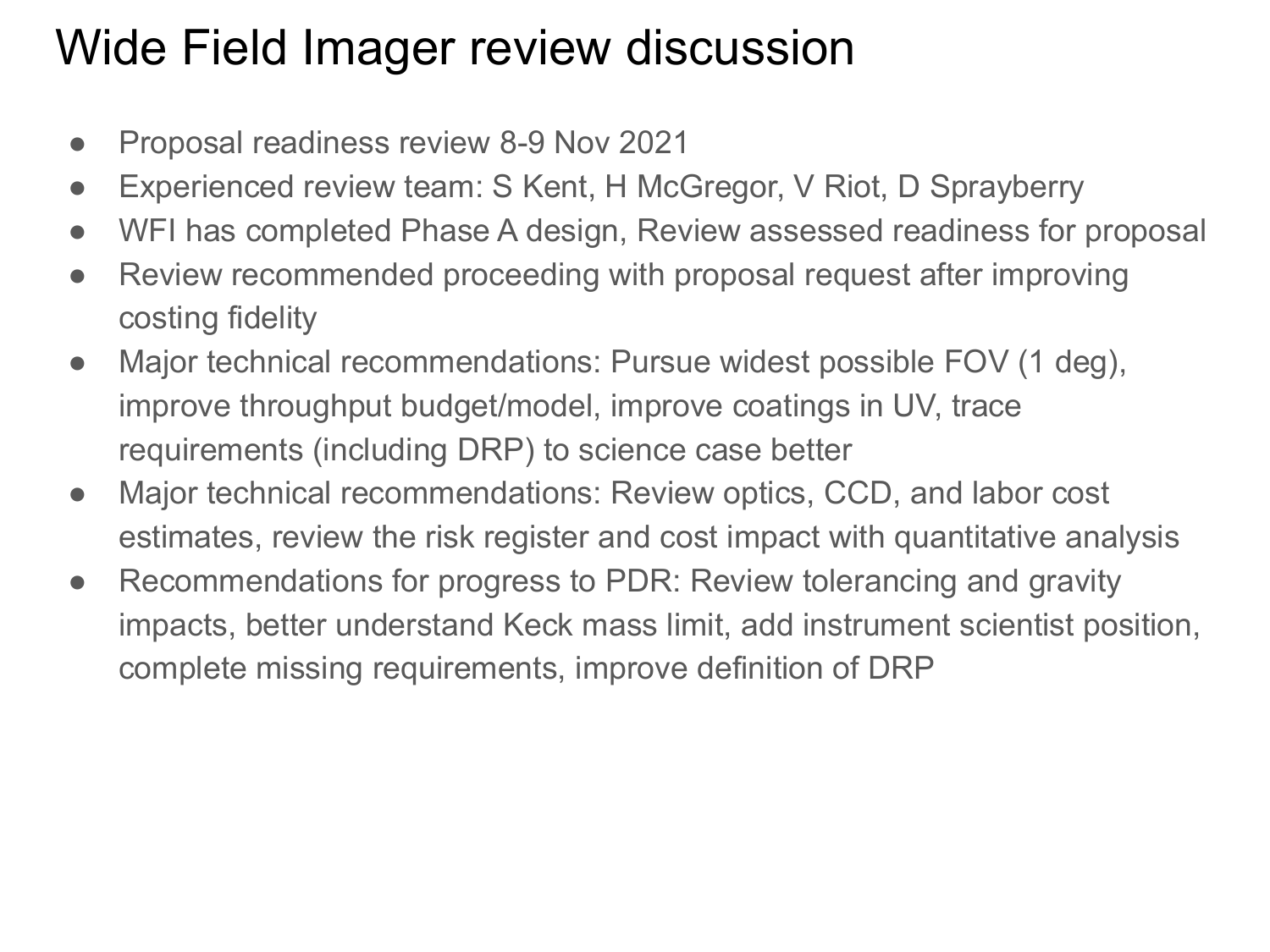# Wide Field Imager review discussion

- Proposal readiness review 8-9 Nov 2021
- Experienced review team: S Kent, H McGregor, V Riot, D Sprayberry
- WFI has completed Phase A design, Review assessed readiness for proposal
- Review recommended proceeding with proposal request after improving costing fidelity
- Major technical recommendations: Pursue widest possible FOV (1 deg), improve throughput budget/model, improve coatings in UV, trace requirements (including DRP) to science case better
- Major technical recommendations: Review optics, CCD, and labor cost estimates, review the risk register and cost impact with quantitative analysis
- Recommendations for progress to PDR: Review tolerancing and gravity impacts, better understand Keck mass limit, add instrument scientist position, complete missing requirements, improve definition of DRP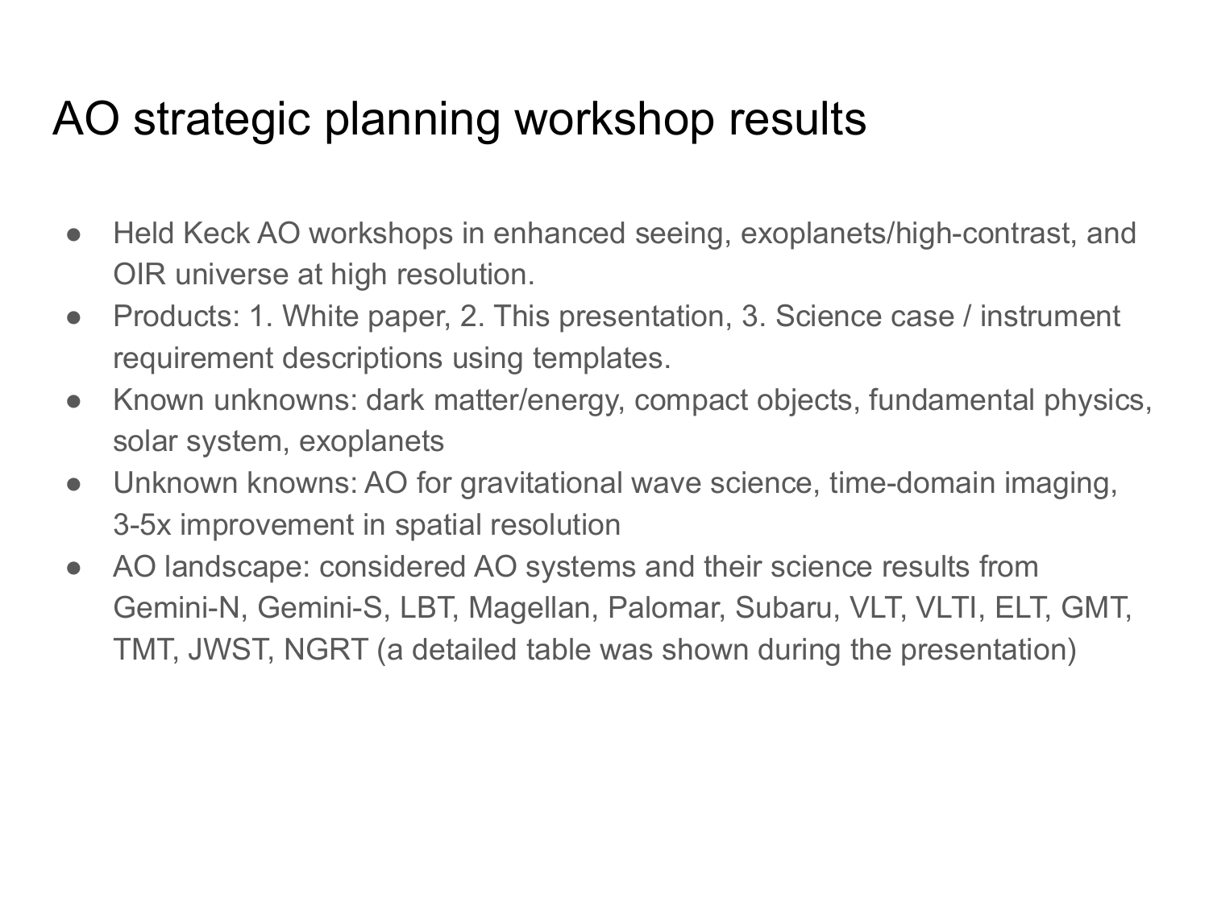# AO strategic planning workshop results

- Held Keck AO workshops in enhanced seeing, exoplanets/high-contrast, and OIR universe at high resolution.
- Products: 1. White paper, 2. This presentation, 3. Science case / instrument requirement descriptions using templates.
- Known unknowns: dark matter/energy, compact objects, fundamental physics, solar system, exoplanets
- Unknown knowns: AO for gravitational wave science, time-domain imaging, 3-5x improvement in spatial resolution
- AO landscape: considered AO systems and their science results from Gemini-N, Gemini-S, LBT, Magellan, Palomar, Subaru, VLT, VLTI, ELT, GMT, TMT, JWST, NGRT (a detailed table was shown during the presentation)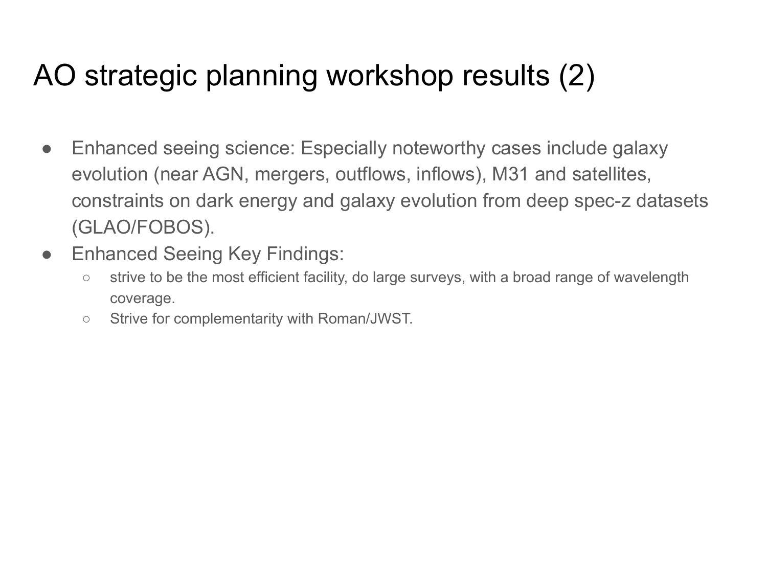# AO strategic planning workshop results (2)

- Enhanced seeing science: Especially noteworthy cases include galaxy evolution (near AGN, mergers, outflows, inflows), M31 and satellites, constraints on dark energy and galaxy evolution from deep spec-z datasets (GLAO/FOBOS).
- Enhanced Seeing Key Findings:
  - strive to be the most efficient facility, do large surveys, with a broad range of wavelength coverage.
  - Strive for complementarity with Roman/JWST.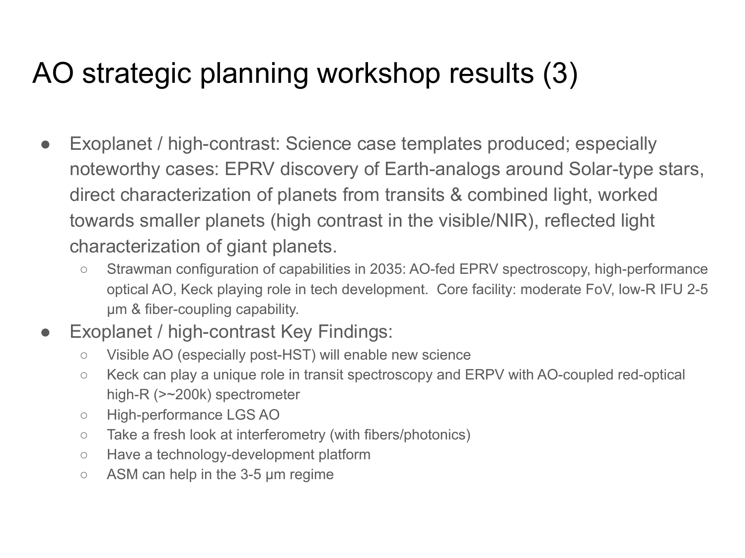# AO strategic planning workshop results (3)

- Exoplanet / high-contrast: Science case templates produced; especially noteworthy cases: EPRV discovery of Earth-analogs around Solar-type stars, direct characterization of planets from transits & combined light, worked towards smaller planets (high contrast in the visible/NIR), reflected light characterization of giant planets.
  - Strawman configuration of capabilities in 2035: AO-fed EPRV spectroscopy, high-performance optical AO, Keck playing role in tech development. Core facility: moderate FoV, low-R IFU 2-5 μm & fiber-coupling capability.
- Exoplanet / high-contrast Key Findings:
  - Visible AO (especially post-HST) will enable new science
  - Keck can play a unique role in transit spectroscopy and ERPV with AO-coupled red-optical high-R (>~200k) spectrometer
  - High-performance LGS AO
  - Take a fresh look at interferometry (with fibers/photonics)
  - Have a technology-development platform
  - ASM can help in the 3-5 μm regime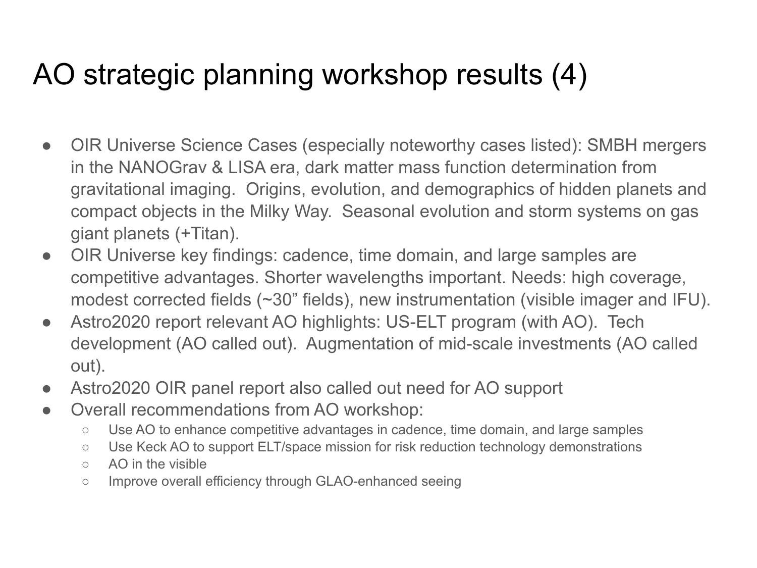# AO strategic planning workshop results (4)

- OIR Universe Science Cases (especially noteworthy cases listed): SMBH mergers in the NANOGrav & LISA era, dark matter mass function determination from gravitational imaging. Origins, evolution, and demographics of hidden planets and compact objects in the Milky Way. Seasonal evolution and storm systems on gas giant planets (+Titan).
- OIR Universe key findings: cadence, time domain, and large samples are competitive advantages. Shorter wavelengths important. Needs: high coverage, modest corrected fields (~30” fields), new instrumentation (visible imager and IFU).
- Astro2020 report relevant AO highlights: US-ELT program (with AO). Tech development (AO called out). Augmentation of mid-scale investments (AO called out).
- Astro2020 OIR panel report also called out need for AO support
- Overall recommendations from AO workshop:
  - Use AO to enhance competitive advantages in cadence, time domain, and large samples
  - Use Keck AO to support ELT/space mission for risk reduction technology demonstrations
  - AO in the visible
  - Improve overall efficiency through GLAO-enhanced seeing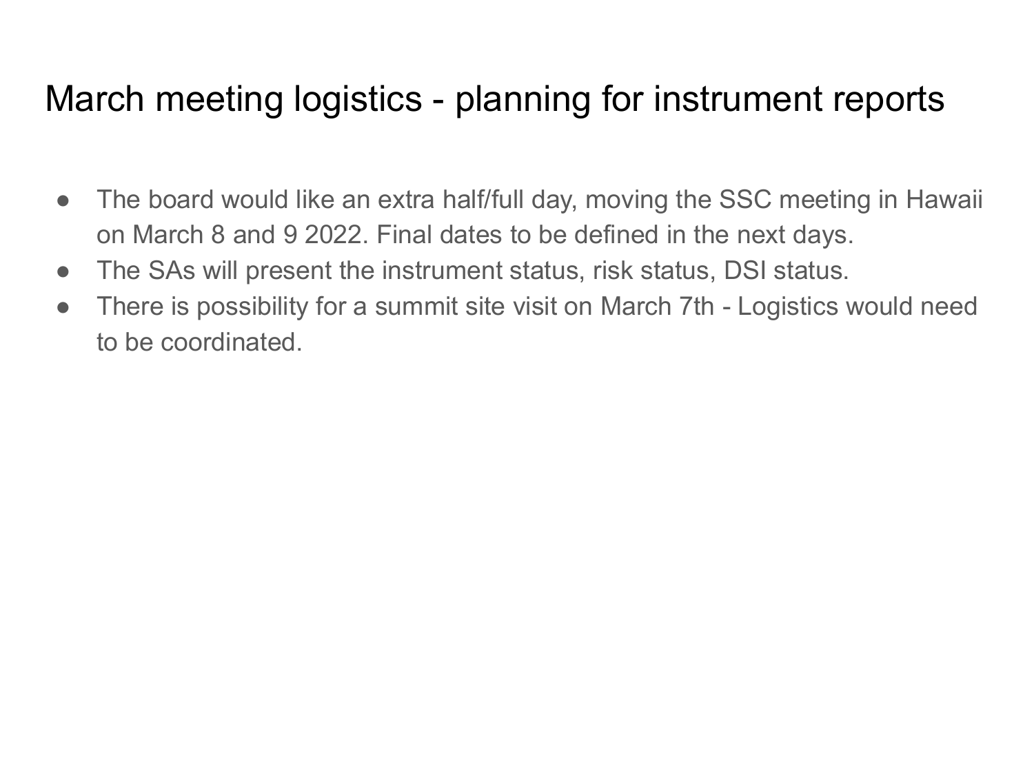# March meeting logistics - planning for instrument reports

- The board would like an extra half/full day, moving the SSC meeting in Hawaii on March 8 and 9 2022. Final dates to be defined in the next days.
- The SAs will present the instrument status, risk status, DSI status.
- There is possibility for a summit site visit on March 7th - Logistics would need to be coordinated.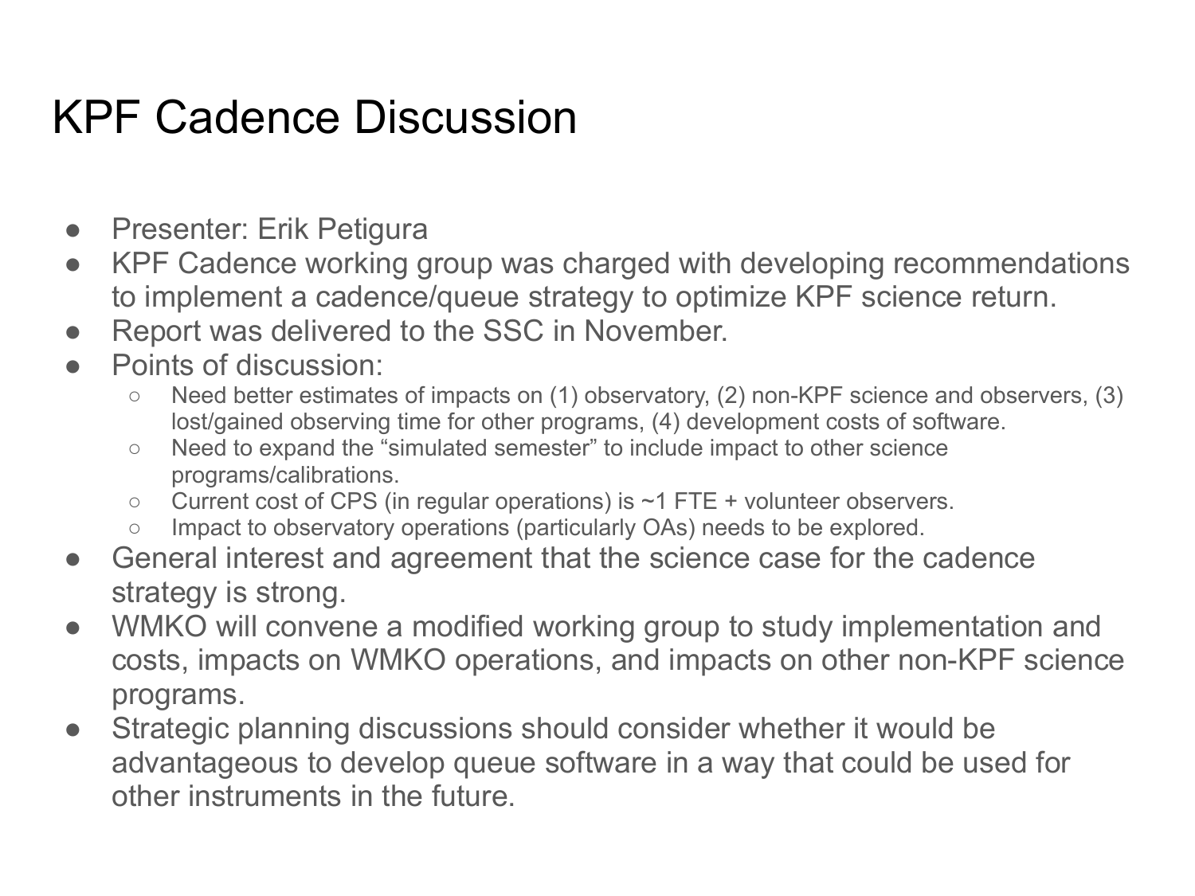# KPF Cadence Discussion

- Presenter: Erik Petigura
- KPF Cadence working group was charged with developing recommendations to implement a cadence/queue strategy to optimize KPF science return.
- Report was delivered to the SSC in November.
- Points of discussion:
  - Need better estimates of impacts on (1) observatory, (2) non-KPF science and observers, (3) lost/gained observing time for other programs, (4) development costs of software.
  - Need to expand the "simulated semester" to include impact to other science programs/calibrations.
  - Current cost of CPS (in regular operations) is ~1 FTE + volunteer observers.
  - Impact to observatory operations (particularly OAs) needs to be explored.
- General interest and agreement that the science case for the cadence strategy is strong.
- WMKO will convene a modified working group to study implementation and costs, impacts on WMKO operations, and impacts on other non-KPF science programs.
- Strategic planning discussions should consider whether it would be advantageous to develop queue software in a way that could be used for other instruments in the future.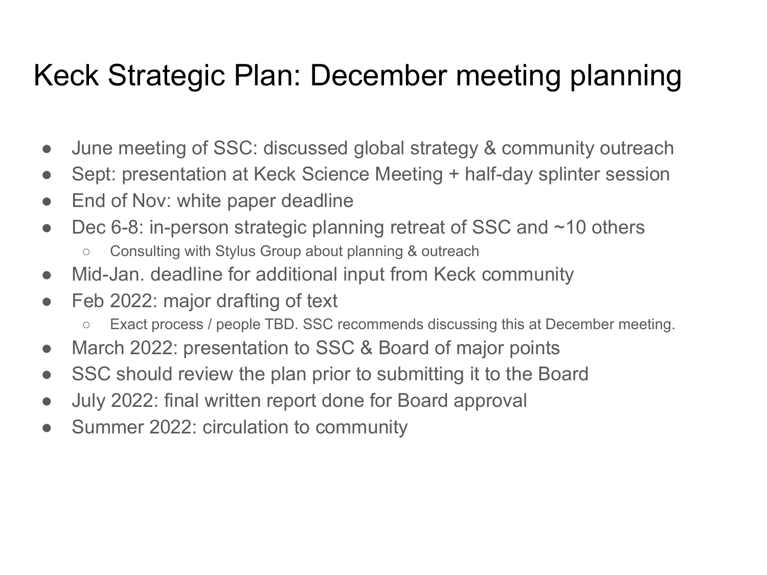# Keck Strategic Plan: December meeting planning

- June meeting of SSC: discussed global strategy & community outreach
- Sept: presentation at Keck Science Meeting + half-day splinter session
- End of Nov: white paper deadline
- Dec 6-8: in-person strategic planning retreat of SSC and ~10 others
  - Consulting with Stylus Group about planning & outreach
- Mid-Jan. deadline for additional input from Keck community
- Feb 2022: major drafting of text
  - Exact process / people TBD. SSC recommends discussing this at December meeting.
- March 2022: presentation to SSC & Board of major points
- SSC should review the plan prior to submitting it to the Board
- July 2022: final written report done for Board approval
- Summer 2022: circulation to community